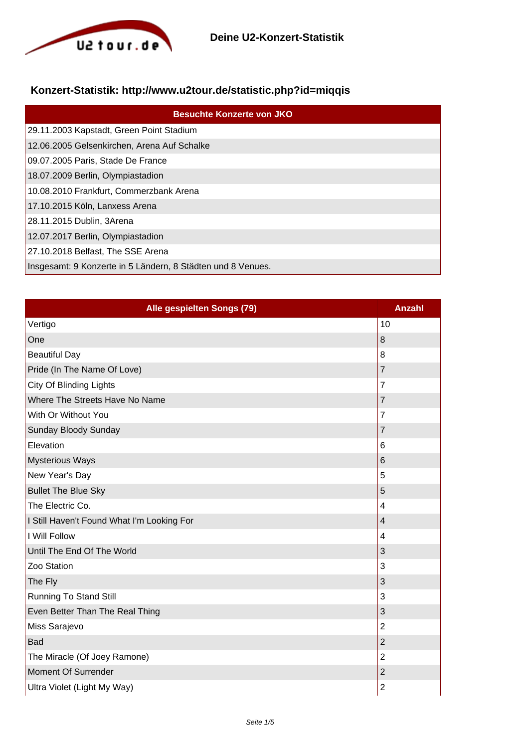# Deine U2-Konzert-Statistik

## Konzert-Statistik: http://www.u2tour.de/statistic.php?id=miqqis

| Besuchte Konzerte von JKO |
|---|
| 29.11.2003 Kapstadt, Green Point Stadium |
| 12.06.2005 Gelsenkirchen, Arena Auf Schalke |
| 09.07.2005 Paris, Stade De France |
| 18.07.2009 Berlin, Olympiastadion |
| 10.08.2010 Frankfurt, Commerzbank Arena |
| 17.10.2015 Köln, Lanxess Arena |
| 28.11.2015 Dublin, 3Arena |
| 12.07.2017 Berlin, Olympiastadion |
| 27.10.2018 Belfast, The SSE Arena |
| Insgesamt: 9 Konzerte in 5 Ländern, 8 Städten und 8 Venues. |

| Alle gespielten Songs (79) | Anzahl |
|---|---|
| Vertigo | 10 |
| One | 8 |
| Beautiful Day | 8 |
| Pride (In The Name Of Love) | 7 |
| City Of Blinding Lights | 7 |
| Where The Streets Have No Name | 7 |
| With Or Without You | 7 |
| Sunday Bloody Sunday | 7 |
| Elevation | 6 |
| Mysterious Ways | 6 |
| New Year's Day | 5 |
| Bullet The Blue Sky | 5 |
| The Electric Co. | 4 |
| I Still Haven't Found What I'm Looking For | 4 |
| I Will Follow | 4 |
| Until The End Of The World | 3 |
| Zoo Station | 3 |
| The Fly | 3 |
| Running To Stand Still | 3 |
| Even Better Than The Real Thing | 3 |
| Miss Sarajevo | 2 |
| Bad | 2 |
| The Miracle (Of Joey Ramone) | 2 |
| Moment Of Surrender | 2 |
| Ultra Violet (Light My Way) | 2 |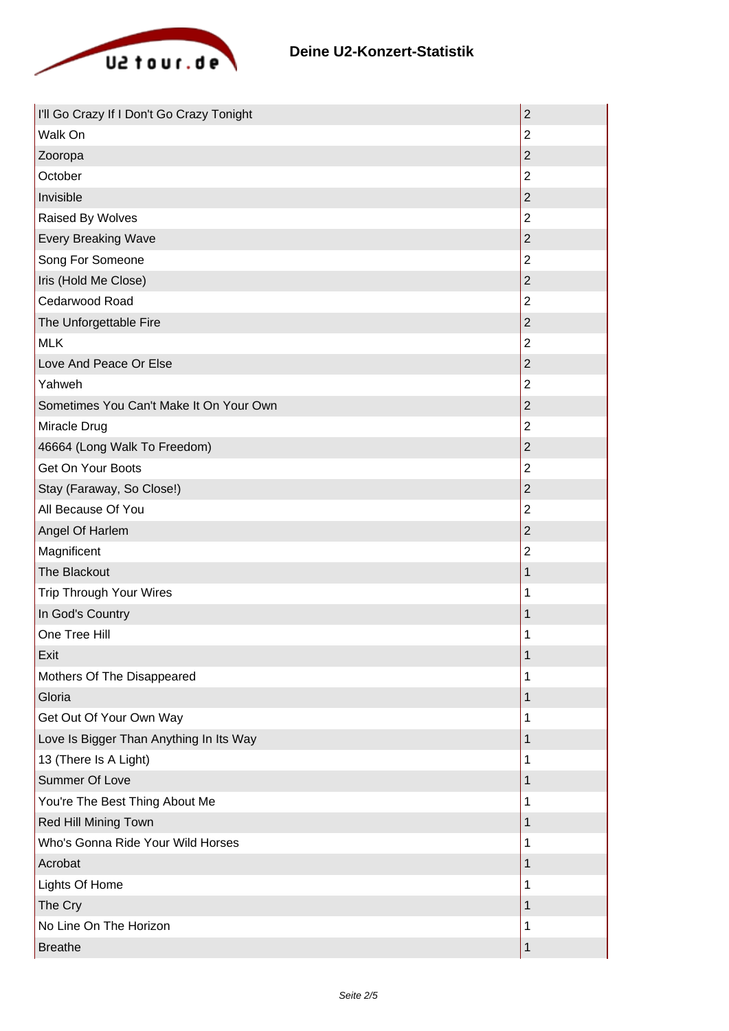## Deine U2-Konzert-Statistik

| Song | Anzahl |
|---|---|
| I'll Go Crazy If I Don't Go Crazy Tonight | 2 |
| Walk On | 2 |
| Zooropa | 2 |
| October | 2 |
| Invisible | 2 |
| Raised By Wolves | 2 |
| Every Breaking Wave | 2 |
| Song For Someone | 2 |
| Iris (Hold Me Close) | 2 |
| Cedarwood Road | 2 |
| The Unforgettable Fire | 2 |
| MLK | 2 |
| Love And Peace Or Else | 2 |
| Yahweh | 2 |
| Sometimes You Can't Make It On Your Own | 2 |
| Miracle Drug | 2 |
| 46664 (Long Walk To Freedom) | 2 |
| Get On Your Boots | 2 |
| Stay (Faraway, So Close!) | 2 |
| All Because Of You | 2 |
| Angel Of Harlem | 2 |
| Magnificent | 2 |
| The Blackout | 1 |
| Trip Through Your Wires | 1 |
| In God's Country | 1 |
| One Tree Hill | 1 |
| Exit | 1 |
| Mothers Of The Disappeared | 1 |
| Gloria | 1 |
| Get Out Of Your Own Way | 1 |
| Love Is Bigger Than Anything In Its Way | 1 |
| 13 (There Is A Light) | 1 |
| Summer Of Love | 1 |
| You're The Best Thing About Me | 1 |
| Red Hill Mining Town | 1 |
| Who's Gonna Ride Your Wild Horses | 1 |
| Acrobat | 1 |
| Lights Of Home | 1 |
| The Cry | 1 |
| No Line On The Horizon | 1 |
| Breathe | 1 |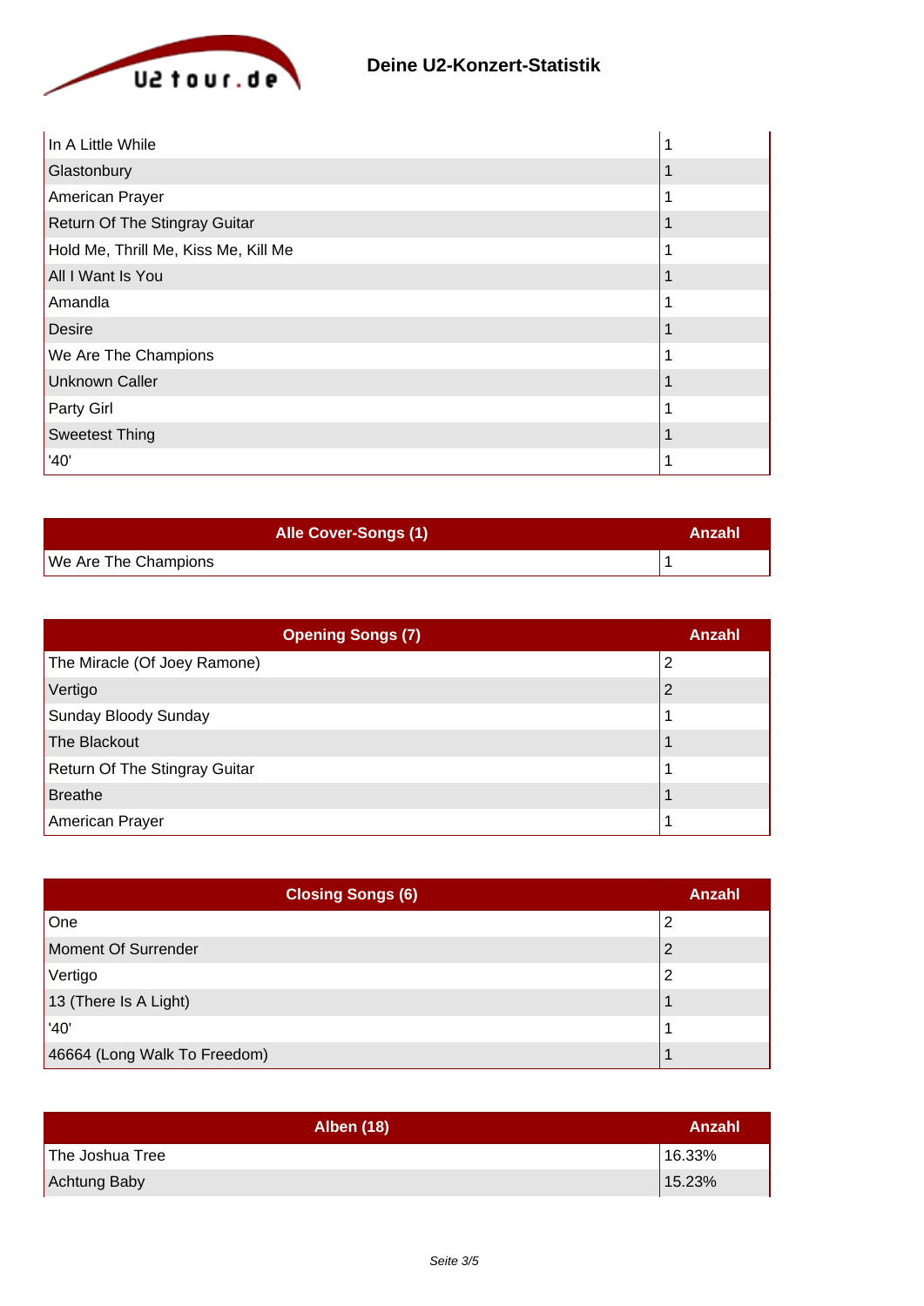## Deine U2-Konzert-Statistik

| | |
|---|---|
| In A Little While | 1 |
| Glastonbury | 1 |
| American Prayer | 1 |
| Return Of The Stingray Guitar | 1 |
| Hold Me, Thrill Me, Kiss Me, Kill Me | 1 |
| All I Want Is You | 1 |
| Amandla | 1 |
| Desire | 1 |
| We Are The Champions | 1 |
| Unknown Caller | 1 |
| Party Girl | 1 |
| Sweetest Thing | 1 |
| '40' | 1 |

| Alle Cover-Songs (1) | Anzahl |
|---|---|
| We Are The Champions | 1 |

| Opening Songs (7) | Anzahl |
|---|---|
| The Miracle (Of Joey Ramone) | 2 |
| Vertigo | 2 |
| Sunday Bloody Sunday | 1 |
| The Blackout | 1 |
| Return Of The Stingray Guitar | 1 |
| Breathe | 1 |
| American Prayer | 1 |

| Closing Songs (6) | Anzahl |
|---|---|
| One | 2 |
| Moment Of Surrender | 2 |
| Vertigo | 2 |
| 13 (There Is A Light) | 1 |
| '40' | 1 |
| 46664 (Long Walk To Freedom) | 1 |

| Alben (18) | Anzahl |
|---|---|
| The Joshua Tree | 16.33% |
| Achtung Baby | 15.23% |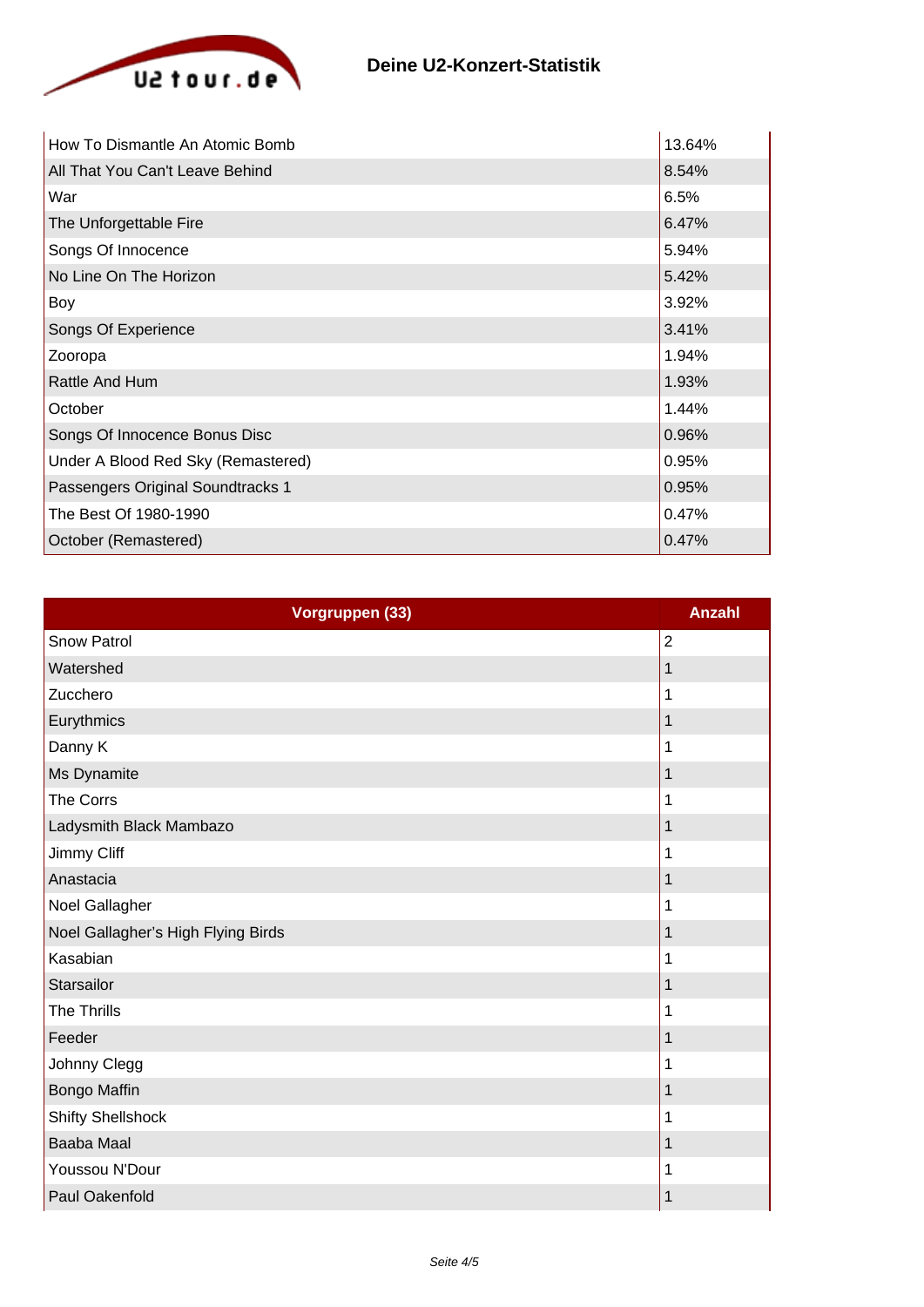| | |
|---|---|
| How To Dismantle An Atomic Bomb | 13.64% |
| All That You Can't Leave Behind | 8.54% |
| War | 6.5% |
| The Unforgettable Fire | 6.47% |
| Songs Of Innocence | 5.94% |
| No Line On The Horizon | 5.42% |
| Boy | 3.92% |
| Songs Of Experience | 3.41% |
| Zooropa | 1.94% |
| Rattle And Hum | 1.93% |
| October | 1.44% |
| Songs Of Innocence Bonus Disc | 0.96% |
| Under A Blood Red Sky (Remastered) | 0.95% |
| Passengers Original Soundtracks 1 | 0.95% |
| The Best Of 1980-1990 | 0.47% |
| October (Remastered) | 0.47% |

| Vorgruppen (33) | Anzahl |
|---|---|
| Snow Patrol | 2 |
| Watershed | 1 |
| Zucchero | 1 |
| Eurythmics | 1 |
| Danny K | 1 |
| Ms Dynamite | 1 |
| The Corrs | 1 |
| Ladysmith Black Mambazo | 1 |
| Jimmy Cliff | 1 |
| Anastacia | 1 |
| Noel Gallagher | 1 |
| Noel Gallagher's High Flying Birds | 1 |
| Kasabian | 1 |
| Starsailor | 1 |
| The Thrills | 1 |
| Feeder | 1 |
| Johnny Clegg | 1 |
| Bongo Maffin | 1 |
| Shifty Shellshock | 1 |
| Baaba Maal | 1 |
| Youssou N'Dour | 1 |
| Paul Oakenfold | 1 |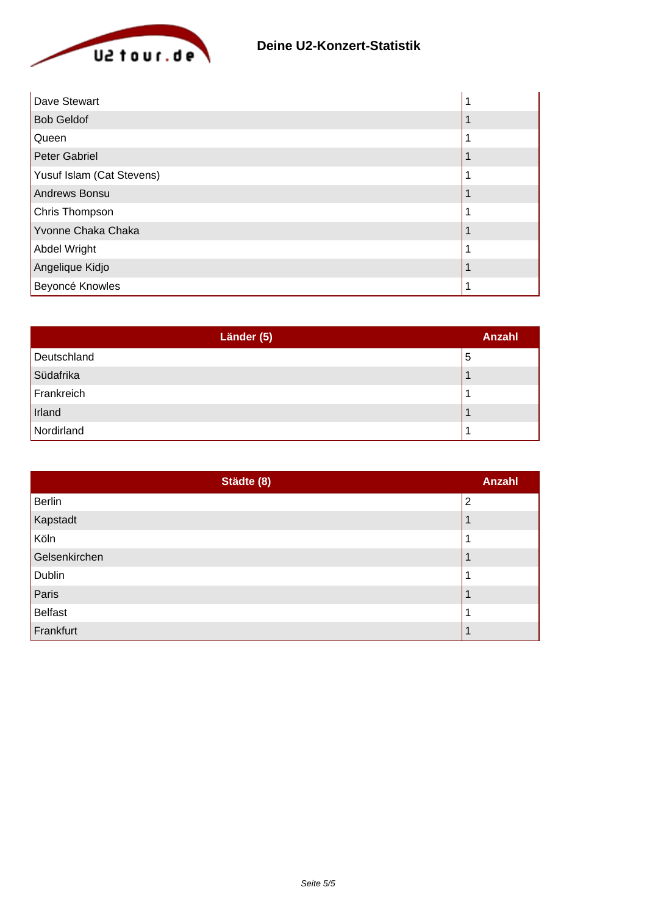| | |
|---|---|
| Dave Stewart | 1 |
| Bob Geldof | 1 |
| Queen | 1 |
| Peter Gabriel | 1 |
| Yusuf Islam (Cat Stevens) | 1 |
| Andrews Bonsu | 1 |
| Chris Thompson | 1 |
| Yvonne Chaka Chaka | 1 |
| Abdel Wright | 1 |
| Angelique Kidjo | 1 |
| Beyoncé Knowles | 1 |

| Länder (5) | Anzahl |
|---|---|
| Deutschland | 5 |
| Südafrika | 1 |
| Frankreich | 1 |
| Irland | 1 |
| Nordirland | 1 |

| Städte (8) | Anzahl |
|---|---|
| Berlin | 2 |
| Kapstadt | 1 |
| Köln | 1 |
| Gelsenkirchen | 1 |
| Dublin | 1 |
| Paris | 1 |
| Belfast | 1 |
| Frankfurt | 1 |